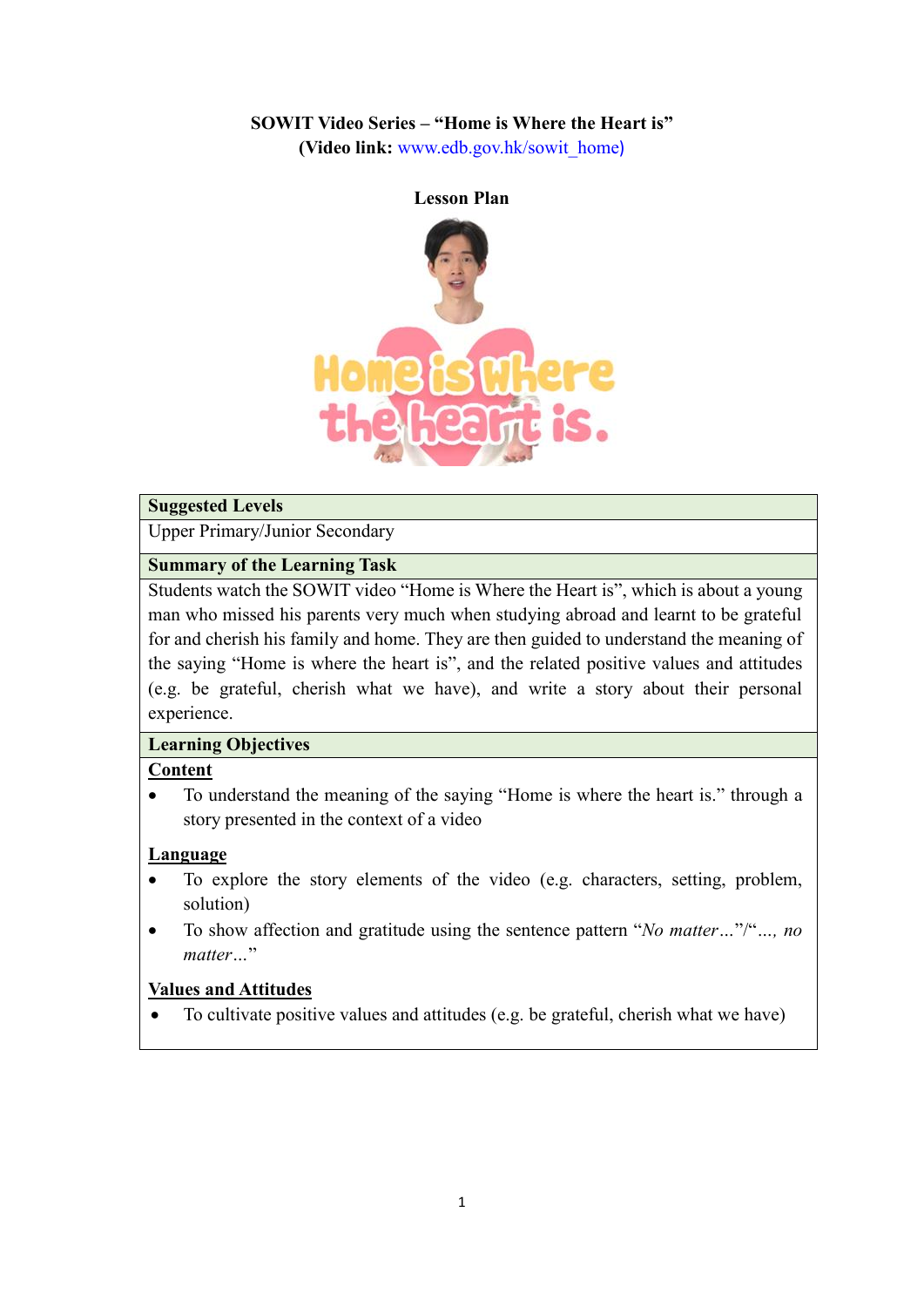**SOWIT Video Series – "Home is Where the Heart is"**
**(Video link: www.edb.gov.hk/sowit_home)**

**Lesson Plan**

| **Suggested Levels** |
|---|
| Upper Primary/Junior Secondary |
| **Summary of the Learning Task** |
| Students watch the SOWIT video "Home is Where the Heart is", which is about a young man who missed his parents very much when studying abroad and learnt to be grateful for and cherish his family and home. They are then guided to understand the meaning of the saying "Home is where the heart is", and the related positive values and attitudes (e.g. be grateful, cherish what we have), and write a story about their personal experience. |
| **Learning Objectives** |
| **Content**<br>• To understand the meaning of the saying "Home is where the heart is." through a story presented in the context of a video<br><br>**Language**<br>• To explore the story elements of the video (e.g. characters, setting, problem, solution)<br>• To show affection and gratitude using the sentence pattern "*No matter…*"/"*…, no matter…*"<br><br>**Values and Attitudes**<br>• To cultivate positive values and attitudes (e.g. be grateful, cherish what we have) |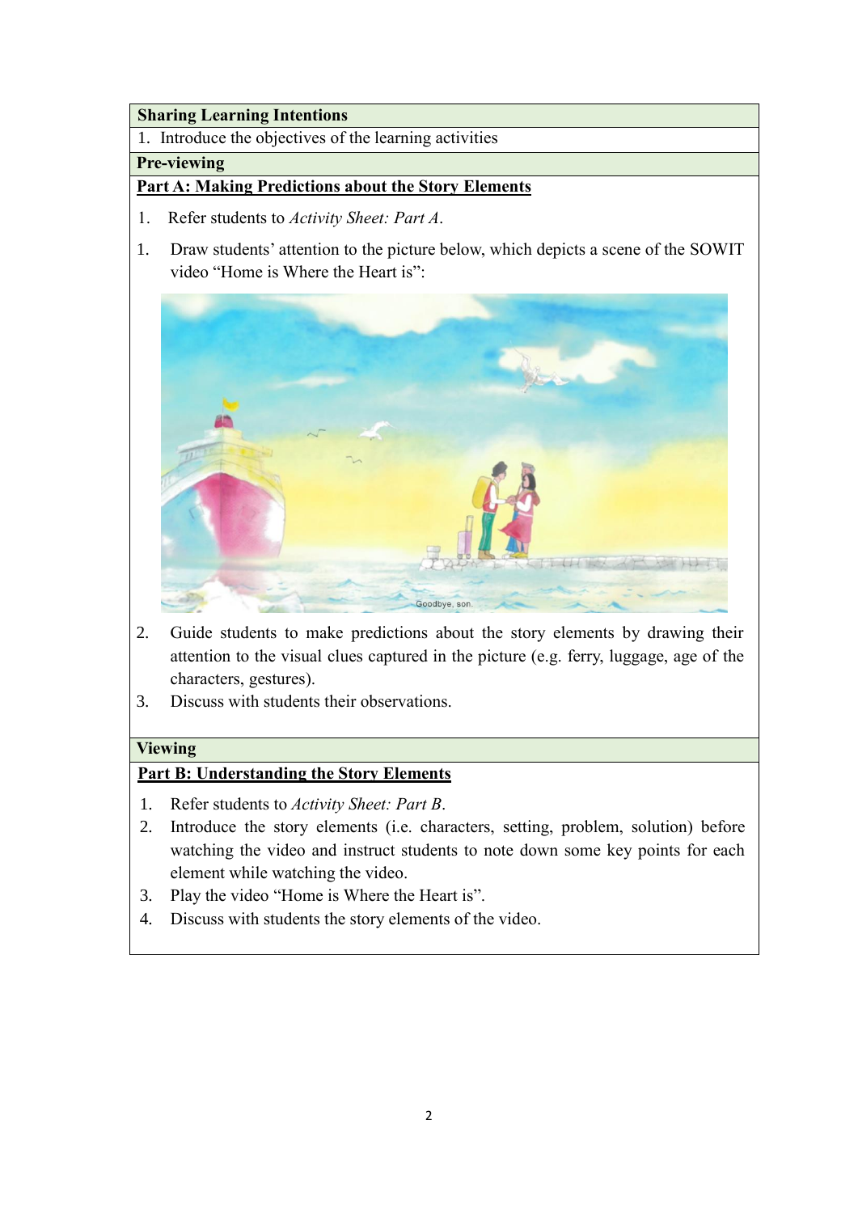**Sharing Learning Intentions**

1. Introduce the objectives of the learning activities

**Pre-viewing**

**Part A: Making Predictions about the Story Elements**

1. Refer students to *Activity Sheet: Part A*.

1. Draw students' attention to the picture below, which depicts a scene of the SOWIT video "Home is Where the Heart is":

2. Guide students to make predictions about the story elements by drawing their attention to the visual clues captured in the picture (e.g. ferry, luggage, age of the characters, gestures).
3. Discuss with students their observations.

**Viewing**

**Part B: Understanding the Story Elements**

1. Refer students to *Activity Sheet: Part B*.
2. Introduce the story elements (i.e. characters, setting, problem, solution) before watching the video and instruct students to note down some key points for each element while watching the video.
3. Play the video "Home is Where the Heart is".
4. Discuss with students the story elements of the video.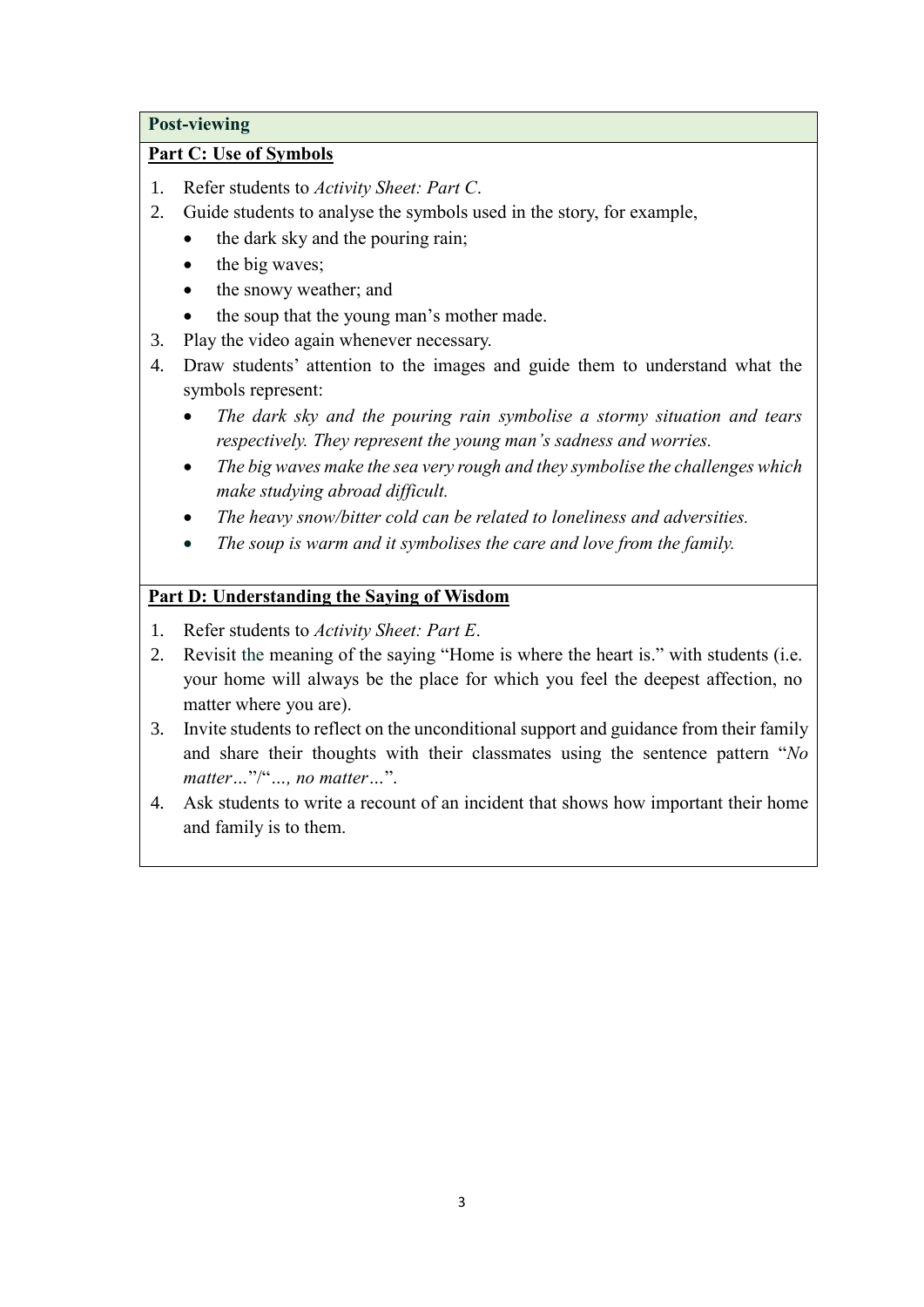**Post-viewing**

**Part C: Use of Symbols**

1. Refer students to *Activity Sheet: Part C*.
2. Guide students to analyse the symbols used in the story, for example,
   - the dark sky and the pouring rain;
   - the big waves;
   - the snowy weather; and
   - the soup that the young man's mother made.
3. Play the video again whenever necessary.
4. Draw students' attention to the images and guide them to understand what the symbols represent:
   - *The dark sky and the pouring rain symbolise a stormy situation and tears respectively. They represent the young man's sadness and worries.*
   - *The big waves make the sea very rough and they symbolise the challenges which make studying abroad difficult.*
   - *The heavy snow/bitter cold can be related to loneliness and adversities.*
   - *The soup is warm and it symbolises the care and love from the family.*

**Part D: Understanding the Saying of Wisdom**

1. Refer students to *Activity Sheet: Part E*.
2. Revisit the meaning of the saying "Home is where the heart is." with students (i.e. your home will always be the place for which you feel the deepest affection, no matter where you are).
3. Invite students to reflect on the unconditional support and guidance from their family and share their thoughts with their classmates using the sentence pattern "*No matter…*"/"*…, no matter…*".
4. Ask students to write a recount of an incident that shows how important their home and family is to them.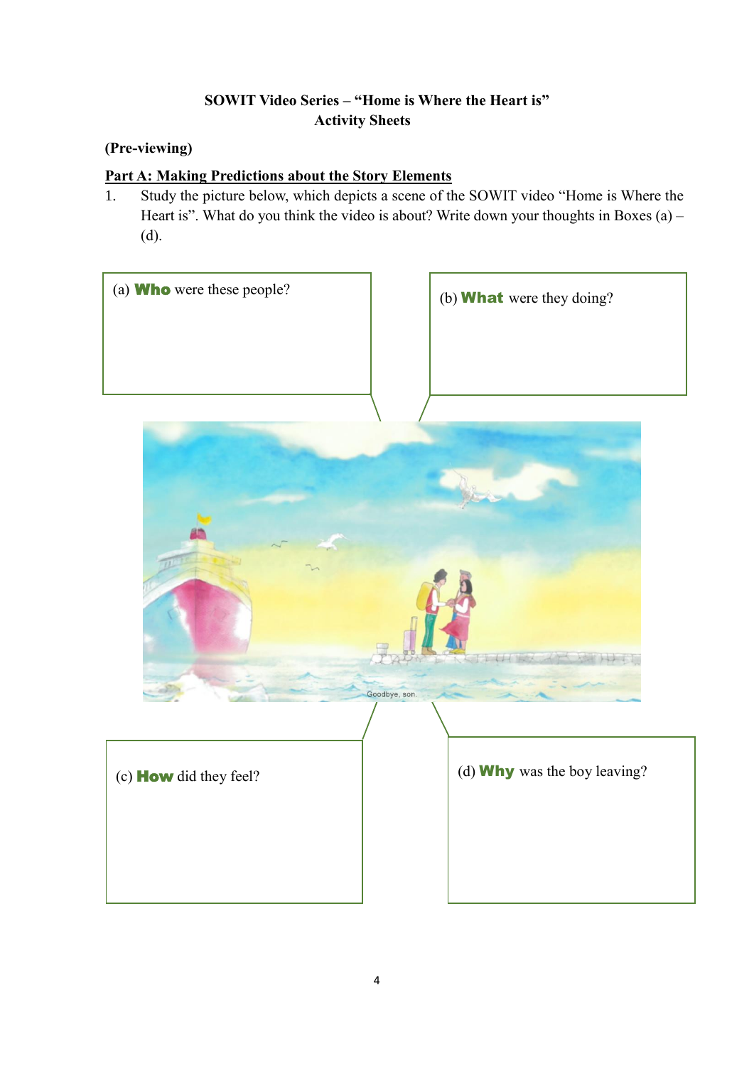**SOWIT Video Series – "Home is Where the Heart is"**
**Activity Sheets**

**(Pre-viewing)**

**Part A: Making Predictions about the Story Elements**

1. Study the picture below, which depicts a scene of the SOWIT video "Home is Where the Heart is". What do you think the video is about? Write down your thoughts in Boxes (a) – (d).

(a) **Who** were these people?

(b) **What** were they doing?

(c) **How** did they feel?

(d) **Why** was the boy leaving?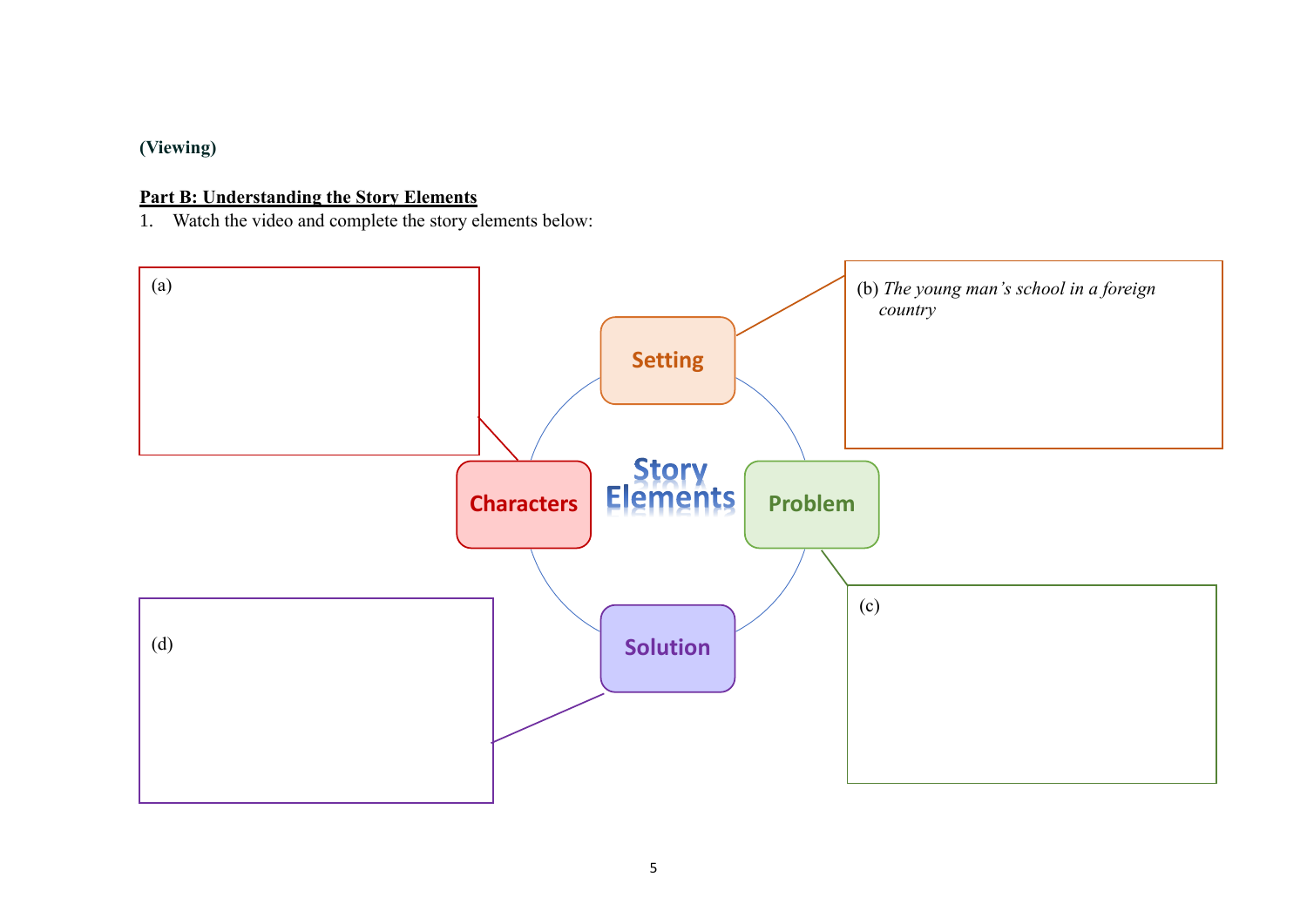**(Viewing)**

**Part B: Understanding the Story Elements**

1. Watch the video and complete the story elements below:

**Story Elements**

**Characters**

(a)

**Setting**

(b) *The young man's school in a foreign country*

**Problem**

(c)

**Solution**

(d)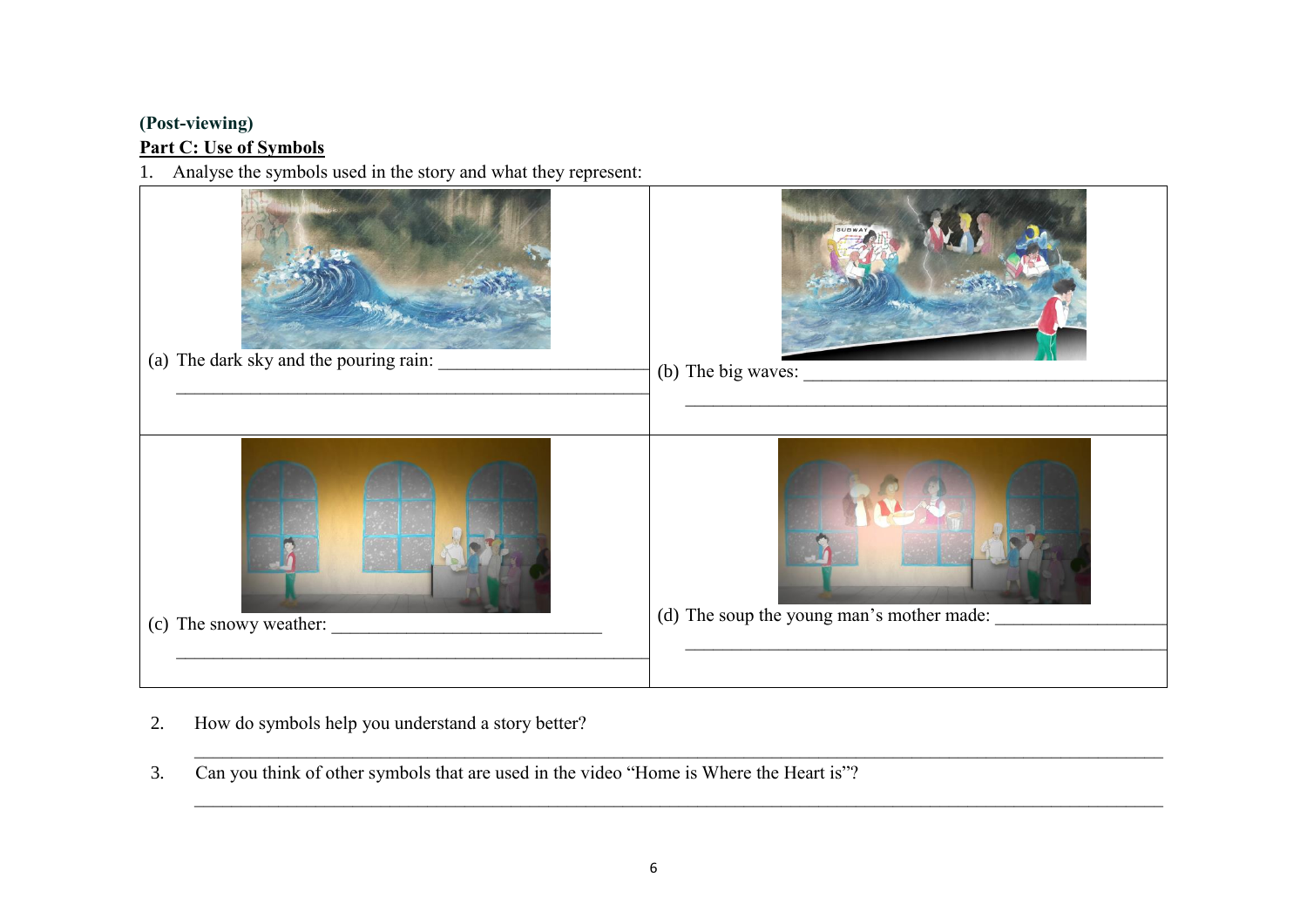**(Post-viewing)**

**Part C: Use of Symbols**

1. Analyse the symbols used in the story and what they represent:

| | |
|---|---|
| (a) The dark sky and the pouring rain: ______________________ ______________________ | (b) The big waves: ______________________ ______________________ |
| (c) The snowy weather: ______________________ ______________________ | (d) The soup the young man's mother made: ______________________ ______________________ |

2. How do symbols help you understand a story better?

______________________________________________________________________

3. Can you think of other symbols that are used in the video "Home is Where the Heart is"?

______________________________________________________________________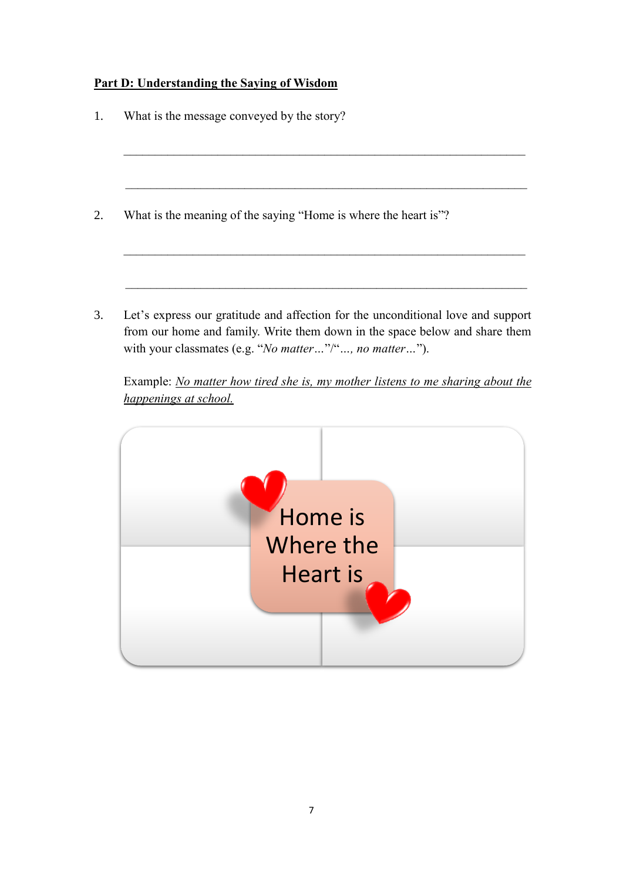**Part D: Understanding the Saying of Wisdom**

1. What is the message conveyed by the story?

_______________________________________________________________

_______________________________________________________________

2. What is the meaning of the saying "Home is where the heart is"?

_______________________________________________________________

_______________________________________________________________

3. Let's express our gratitude and affection for the unconditional love and support from our home and family. Write them down in the space below and share them with your classmates (e.g. "*No matter…*"/"*…, no matter…*").

   Example: *No matter how tired she is, my mother listens to me sharing about the happenings at school.*

Home is Where the Heart is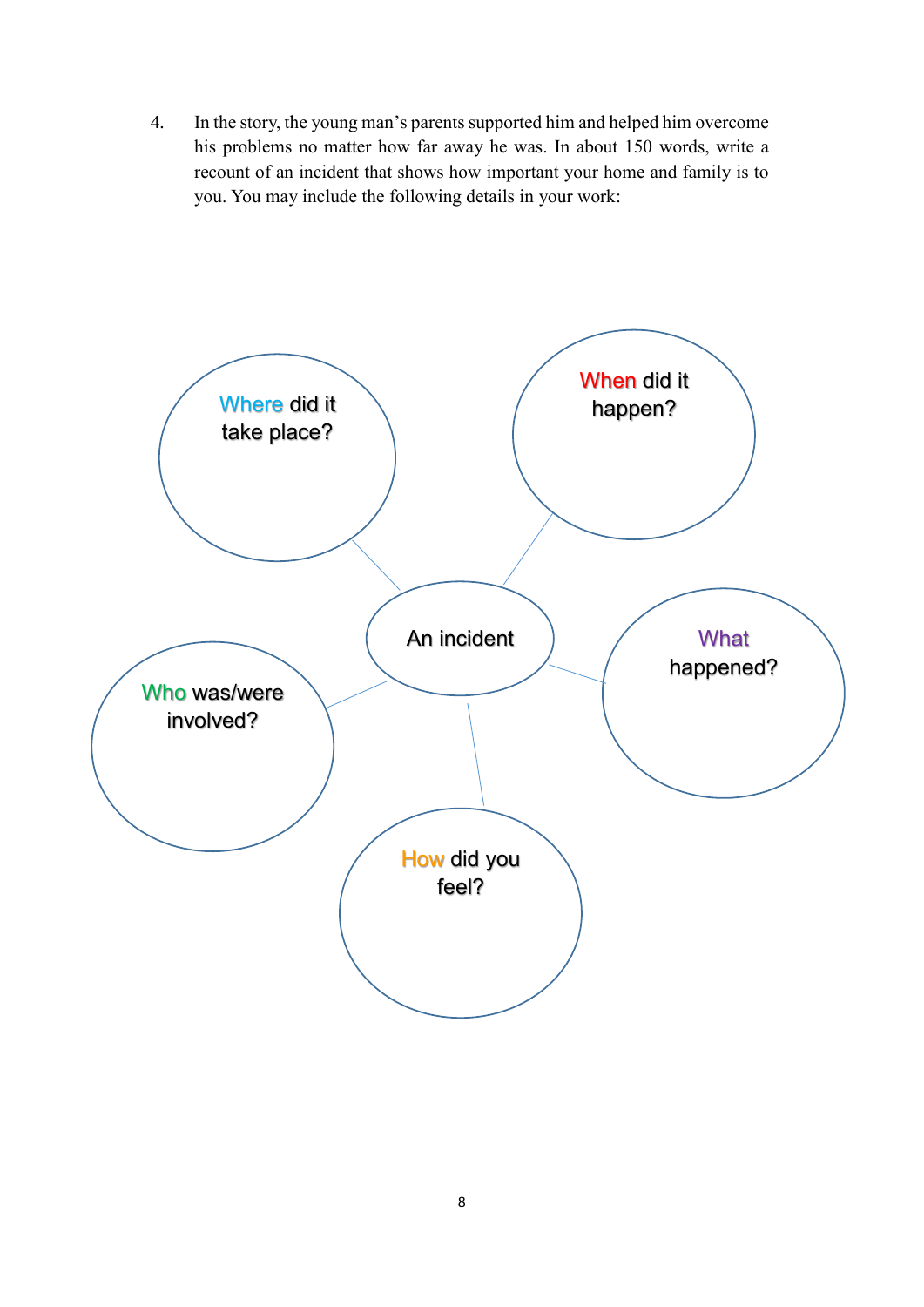4. In the story, the young man's parents supported him and helped him overcome his problems no matter how far away he was. In about 150 words, write a recount of an incident that shows how important your home and family is to you. You may include the following details in your work:

An incident

- Where did it take place?
- When did it happen?
- What happened?
- Who was/were involved?
- How did you feel?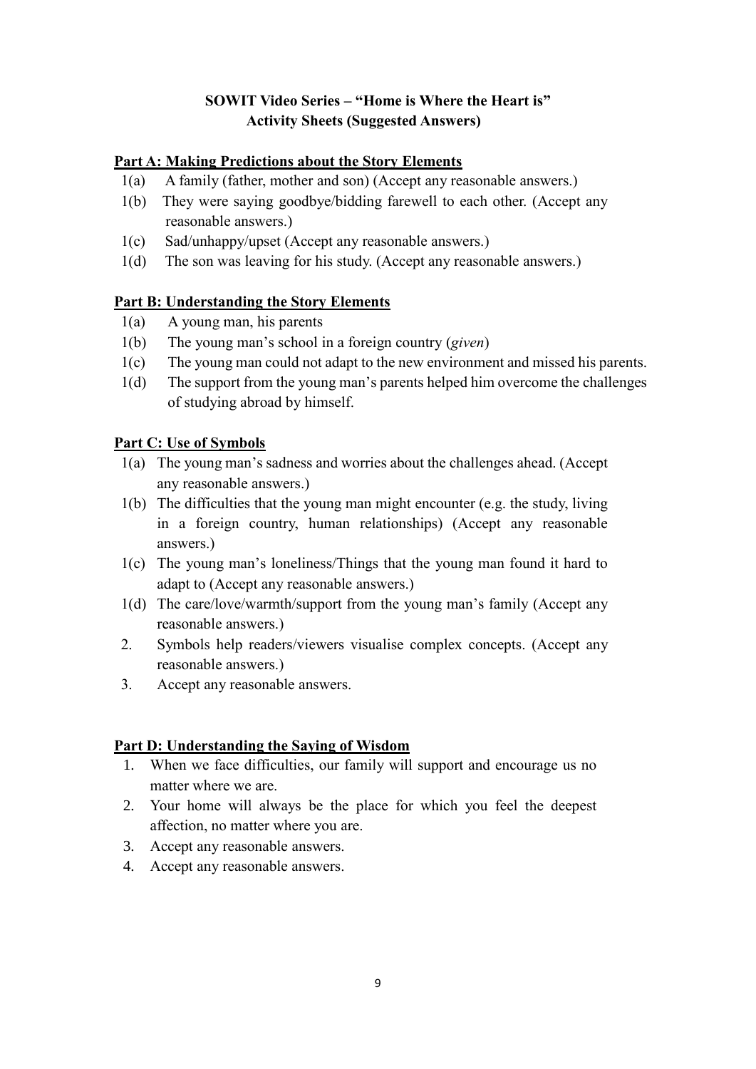**SOWIT Video Series – "Home is Where the Heart is"**
**Activity Sheets (Suggested Answers)**

## Part A: Making Predictions about the Story Elements

1(a) A family (father, mother and son) (Accept any reasonable answers.)

1(b) They were saying goodbye/bidding farewell to each other. (Accept any reasonable answers.)

1(c) Sad/unhappy/upset (Accept any reasonable answers.)

1(d) The son was leaving for his study. (Accept any reasonable answers.)

## Part B: Understanding the Story Elements

1(a) A young man, his parents

1(b) The young man's school in a foreign country (*given*)

1(c) The young man could not adapt to the new environment and missed his parents.

1(d) The support from the young man's parents helped him overcome the challenges of studying abroad by himself.

## Part C: Use of Symbols

1(a) The young man's sadness and worries about the challenges ahead. (Accept any reasonable answers.)

1(b) The difficulties that the young man might encounter (e.g. the study, living in a foreign country, human relationships) (Accept any reasonable answers.)

1(c) The young man's loneliness/Things that the young man found it hard to adapt to (Accept any reasonable answers.)

1(d) The care/love/warmth/support from the young man's family (Accept any reasonable answers.)

2. Symbols help readers/viewers visualise complex concepts. (Accept any reasonable answers.)

3. Accept any reasonable answers.

## Part D: Understanding the Saying of Wisdom

1. When we face difficulties, our family will support and encourage us no matter where we are.
2. Your home will always be the place for which you feel the deepest affection, no matter where you are.
3. Accept any reasonable answers.
4. Accept any reasonable answers.